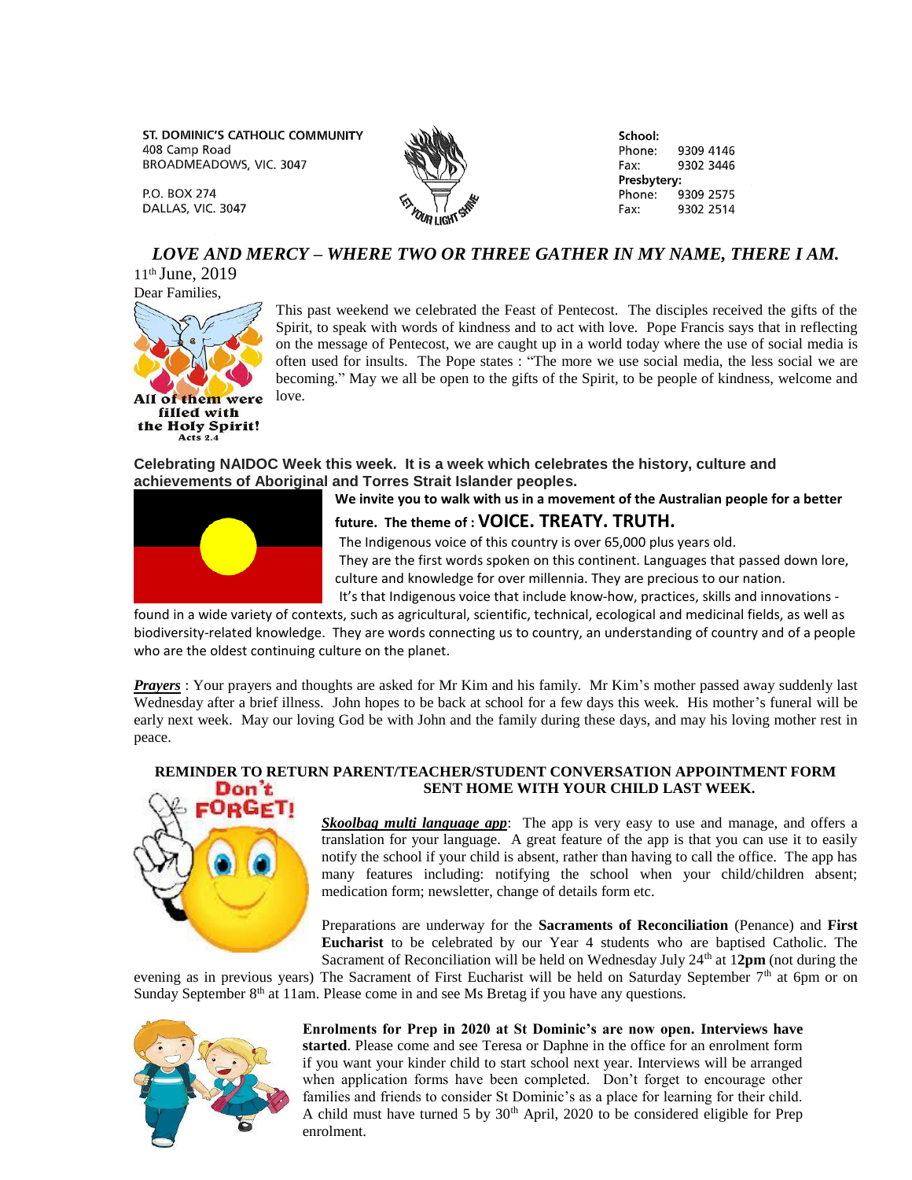**ST. DOMINIC'S CATHOLIC COMMUNITY**
408 Camp Road
BROADMEADOWS, VIC. 3047

P.O. BOX 274
DALLAS, VIC. 3047

LET YOUR LIGHT SHINE

**School:**
Phone: 9309 4146
Fax: 9302 3446
**Presbytery:**
Phone: 9309 2575
Fax: 9302 2514

## *LOVE AND MERCY – WHERE TWO OR THREE GATHER IN MY NAME, THERE I AM.*

11th June, 2019

Dear Families,

**All of them were filled with the Holy Spirit!**
Acts 2.4

This past weekend we celebrated the Feast of Pentecost. The disciples received the gifts of the Spirit, to speak with words of kindness and to act with love. Pope Francis says that in reflecting on the message of Pentecost, we are caught up in a world today where the use of social media is often used for insults. The Pope states : "The more we use social media, the less social we are becoming." May we all be open to the gifts of the Spirit, to be people of kindness, welcome and love.

**Celebrating NAIDOC Week this week. It is a week which celebrates the history, culture and achievements of Aboriginal and Torres Strait Islander peoples.**

**We invite you to walk with us in a movement of the Australian people for a better future. The theme of : VOICE. TREATY. TRUTH.**

The Indigenous voice of this country is over 65,000 plus years old.
They are the first words spoken on this continent. Languages that passed down lore, culture and knowledge for over millennia. They are precious to our nation.
It's that Indigenous voice that include know-how, practices, skills and innovations - found in a wide variety of contexts, such as agricultural, scientific, technical, ecological and medicinal fields, as well as biodiversity-related knowledge. They are words connecting us to country, an understanding of country and of a people who are the oldest continuing culture on the planet.

***Prayers*** : Your prayers and thoughts are asked for Mr Kim and his family. Mr Kim's mother passed away suddenly last Wednesday after a brief illness. John hopes to be back at school for a few days this week. His mother's funeral will be early next week. May our loving God be with John and the family during these days, and may his loving mother rest in peace.

**REMINDER TO RETURN PARENT/TEACHER/STUDENT CONVERSATION APPOINTMENT FORM SENT HOME WITH YOUR CHILD LAST WEEK.**

Don't FORGET!

***Skoolbag multi language app***: The app is very easy to use and manage, and offers a translation for your language. A great feature of the app is that you can use it to easily notify the school if your child is absent, rather than having to call the office. The app has many features including: notifying the school when your child/children absent; medication form; newsletter, change of details form etc.

Preparations are underway for the **Sacraments of Reconciliation** (Penance) and **First Eucharist** to be celebrated by our Year 4 students who are baptised Catholic. The Sacrament of Reconciliation will be held on Wednesday July 24th at 1**2pm** (not during the evening as in previous years) The Sacrament of First Eucharist will be held on Saturday September 7th at 6pm or on Sunday September 8th at 11am. Please come in and see Ms Bretag if you have any questions.

**Enrolments for Prep in 2020 at St Dominic's are now open. Interviews have started**. Please come and see Teresa or Daphne in the office for an enrolment form if you want your kinder child to start school next year. Interviews will be arranged when application forms have been completed. Don't forget to encourage other families and friends to consider St Dominic's as a place for learning for their child. A child must have turned 5 by 30th April, 2020 to be considered eligible for Prep enrolment.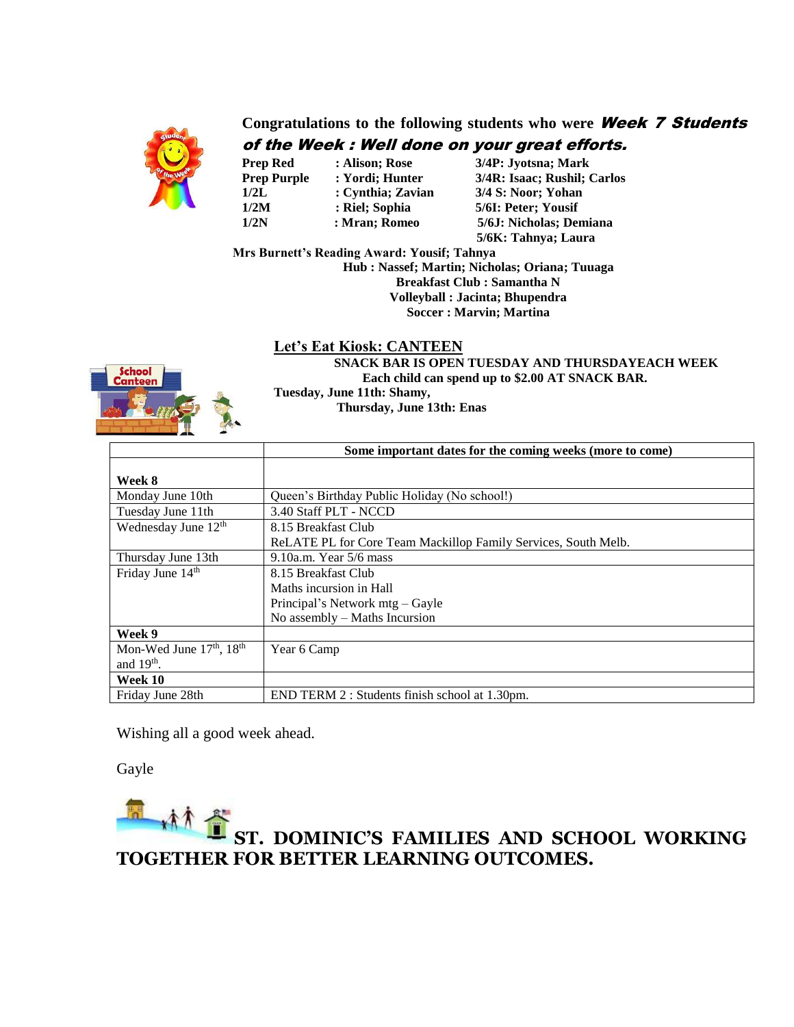**Congratulations to the following students who were *Week 7 Students of the Week : Well done on your great efforts.***

**Prep Red : Alison; Rose**
**Prep Purple : Yordi; Hunter**
**1/2L : Cynthia; Zavian**
**1/2M : Riel; Sophia**
**1/2N : Mran; Romeo**

**3/4P: Jyotsna; Mark**
**3/4R: Isaac; Rushil; Carlos**
**3/4 S: Noor; Yohan**
**5/6I: Peter; Yousif**
**5/6J: Nicholas; Demiana**
**5/6K: Tahnya; Laura**

**Mrs Burnett's Reading Award: Yousif; Tahnya**
**Hub : Nassef; Martin; Nicholas; Oriana; Tuuaga**
**Breakfast Club : Samantha N**
**Volleyball : Jacinta; Bhupendra**
**Soccer : Marvin; Martina**

## Let's Eat Kiosk: CANTEEN

**SNACK BAR IS OPEN TUESDAY AND THURSDAYEACH WEEK**
**Each child can spend up to $2.00 AT SNACK BAR.**
**Tuesday, June 11th: Shamy,**
**Thursday, June 13th: Enas**

| | **Some important dates for the coming weeks (more to come)** |
|---|---|
| **Week 8** | |
| Monday June 10th | Queen's Birthday Public Holiday (No school!) |
| Tuesday June 11th | 3.40 Staff PLT - NCCD |
| Wednesday June 12th | 8.15 Breakfast Club<br>ReLATE PL for Core Team Mackillop Family Services, South Melb. |
| Thursday June 13th | 9.10a.m. Year 5/6 mass |
| Friday June 14th | 8.15 Breakfast Club<br>Maths incursion in Hall<br>Principal's Network mtg – Gayle<br>No assembly – Maths Incursion |
| **Week 9** | |
| Mon-Wed June 17th, 18th and 19th. | Year 6 Camp |
| **Week 10** | |
| Friday June 28th | END TERM 2 : Students finish school at 1.30pm. |

Wishing all a good week ahead.

Gayle

**ST. DOMINIC'S FAMILIES AND SCHOOL WORKING TOGETHER FOR BETTER LEARNING OUTCOMES.**